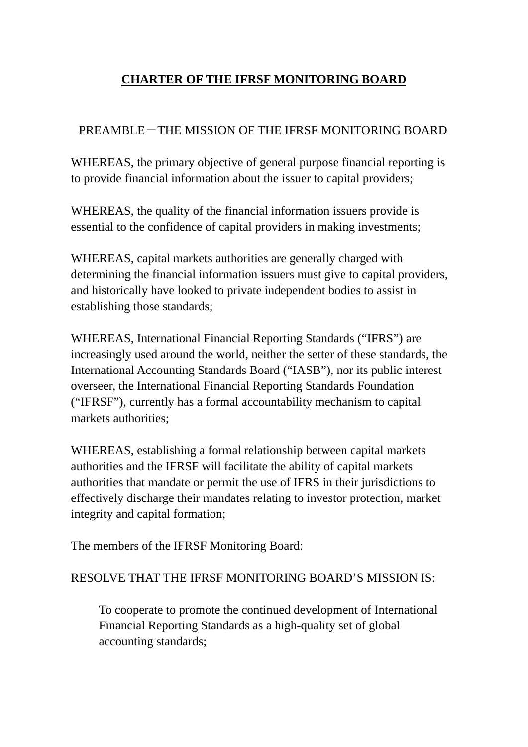# CHARTER OF THE IFRSF MONITORING BOARD

## PREAMBLE－THE MISSION OF THE IFRSF MONITORING BOARD

WHEREAS, the primary objective of general purpose financial reporting is to provide financial information about the issuer to capital providers;

WHEREAS, the quality of the financial information issuers provide is essential to the confidence of capital providers in making investments;

WHEREAS, capital markets authorities are generally charged with determining the financial information issuers must give to capital providers, and historically have looked to private independent bodies to assist in establishing those standards;

WHEREAS, International Financial Reporting Standards ("IFRS") are increasingly used around the world, neither the setter of these standards, the International Accounting Standards Board ("IASB"), nor its public interest overseer, the International Financial Reporting Standards Foundation ("IFRSF"), currently has a formal accountability mechanism to capital markets authorities;

WHEREAS, establishing a formal relationship between capital markets authorities and the IFRSF will facilitate the ability of capital markets authorities that mandate or permit the use of IFRS in their jurisdictions to effectively discharge their mandates relating to investor protection, market integrity and capital formation;

The members of the IFRSF Monitoring Board:

RESOLVE THAT THE IFRSF MONITORING BOARD'S MISSION IS:

> To cooperate to promote the continued development of International Financial Reporting Standards as a high-quality set of global accounting standards;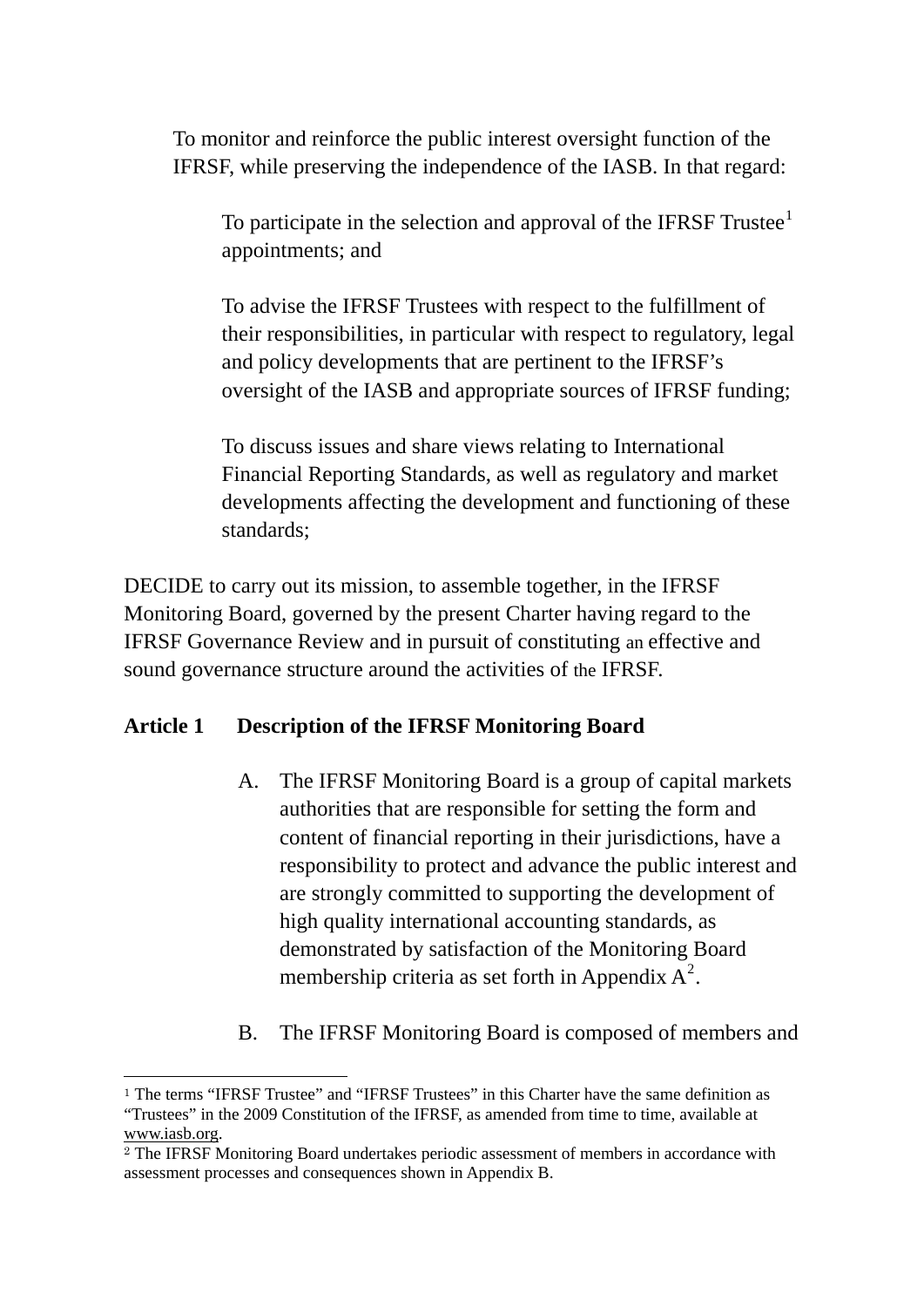To monitor and reinforce the public interest oversight function of the IFRSF, while preserving the independence of the IASB. In that regard:

To participate in the selection and approval of the IFRSF Trustee[1] appointments; and

To advise the IFRSF Trustees with respect to the fulfillment of their responsibilities, in particular with respect to regulatory, legal and policy developments that are pertinent to the IFRSF's oversight of the IASB and appropriate sources of IFRSF funding;

To discuss issues and share views relating to International Financial Reporting Standards, as well as regulatory and market developments affecting the development and functioning of these standards;

DECIDE to carry out its mission, to assemble together, in the IFRSF Monitoring Board, governed by the present Charter having regard to the IFRSF Governance Review and in pursuit of constituting an effective and sound governance structure around the activities of the IFRSF.

**Article 1 Description of the IFRSF Monitoring Board**

A. The IFRSF Monitoring Board is a group of capital markets authorities that are responsible for setting the form and content of financial reporting in their jurisdictions, have a responsibility to protect and advance the public interest and are strongly committed to supporting the development of high quality international accounting standards, as demonstrated by satisfaction of the Monitoring Board membership criteria as set forth in Appendix A[2].

B. The IFRSF Monitoring Board is composed of members and

---

[1] The terms "IFRSF Trustee" and "IFRSF Trustees" in this Charter have the same definition as "Trustees" in the 2009 Constitution of the IFRSF, as amended from time to time, available at www.iasb.org.

[2] The IFRSF Monitoring Board undertakes periodic assessment of members in accordance with assessment processes and consequences shown in Appendix B.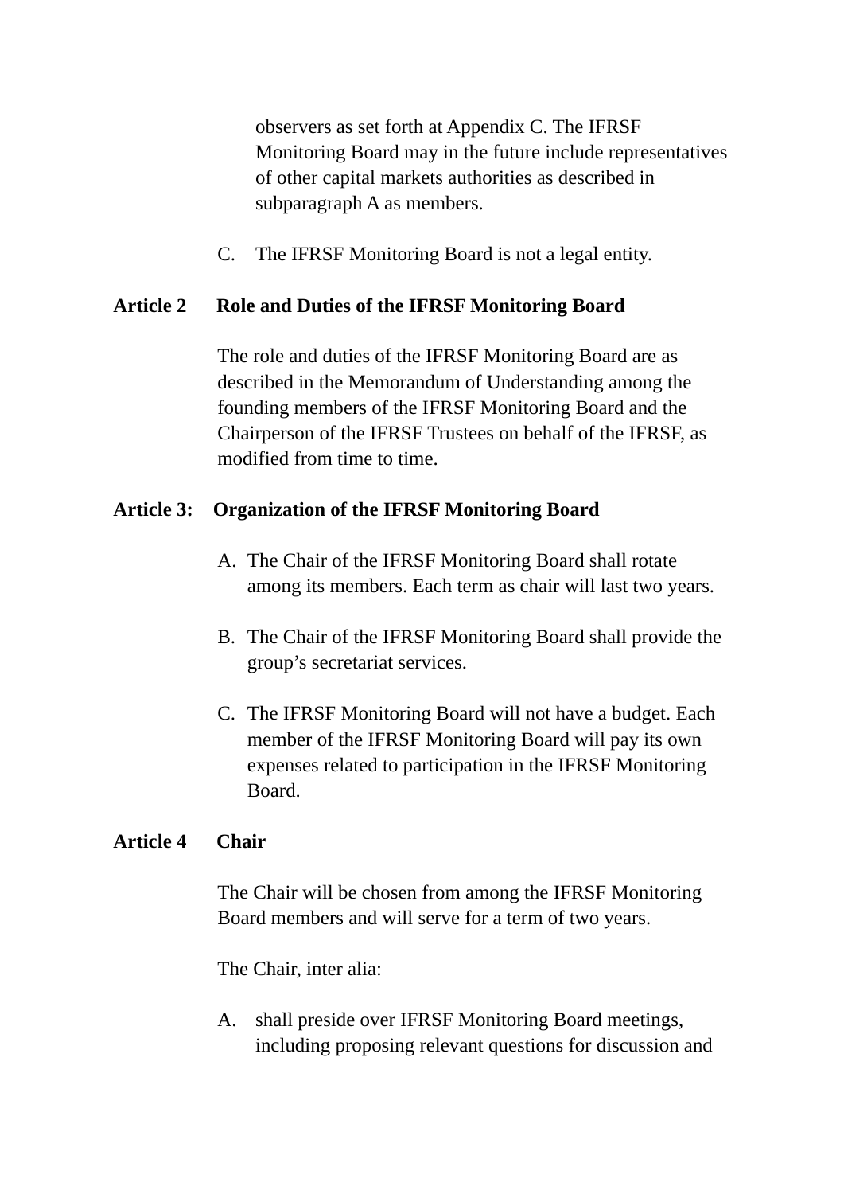observers as set forth at Appendix C. The IFRSF Monitoring Board may in the future include representatives of other capital markets authorities as described in subparagraph A as members.

C. The IFRSF Monitoring Board is not a legal entity.

**Article 2 Role and Duties of the IFRSF Monitoring Board**

The role and duties of the IFRSF Monitoring Board are as described in the Memorandum of Understanding among the founding members of the IFRSF Monitoring Board and the Chairperson of the IFRSF Trustees on behalf of the IFRSF, as modified from time to time.

**Article 3: Organization of the IFRSF Monitoring Board**

A. The Chair of the IFRSF Monitoring Board shall rotate among its members. Each term as chair will last two years.

B. The Chair of the IFRSF Monitoring Board shall provide the group's secretariat services.

C. The IFRSF Monitoring Board will not have a budget. Each member of the IFRSF Monitoring Board will pay its own expenses related to participation in the IFRSF Monitoring Board.

**Article 4 Chair**

The Chair will be chosen from among the IFRSF Monitoring Board members and will serve for a term of two years.

The Chair, inter alia:

A. shall preside over IFRSF Monitoring Board meetings, including proposing relevant questions for discussion and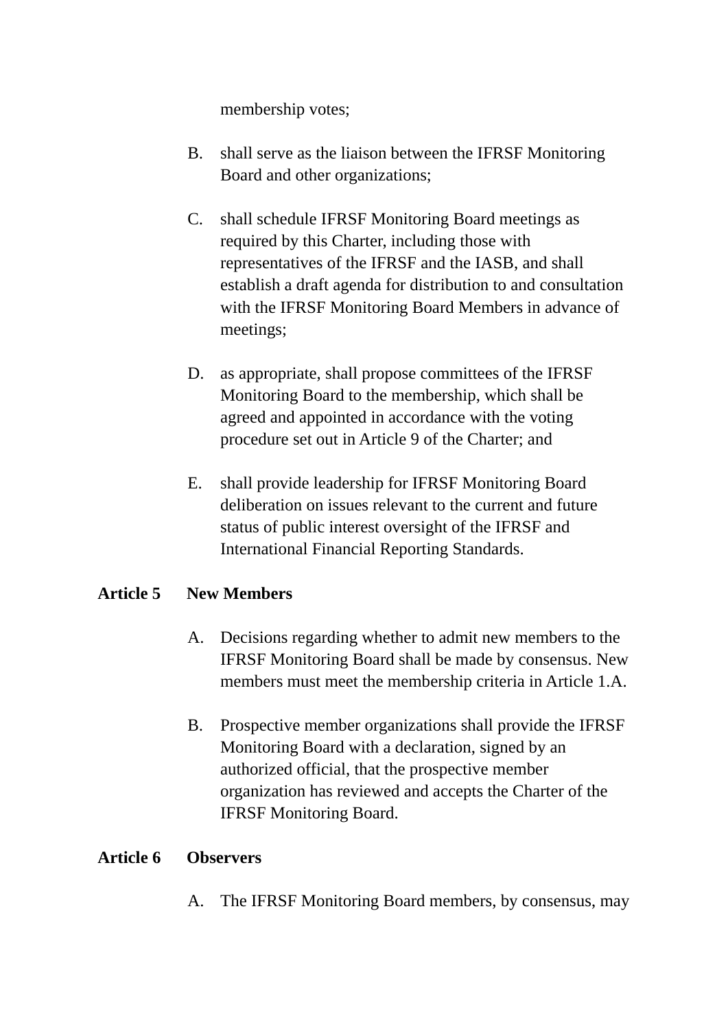membership votes;

B. shall serve as the liaison between the IFRSF Monitoring Board and other organizations;

C. shall schedule IFRSF Monitoring Board meetings as required by this Charter, including those with representatives of the IFRSF and the IASB, and shall establish a draft agenda for distribution to and consultation with the IFRSF Monitoring Board Members in advance of meetings;

D. as appropriate, shall propose committees of the IFRSF Monitoring Board to the membership, which shall be agreed and appointed in accordance with the voting procedure set out in Article 9 of the Charter; and

E. shall provide leadership for IFRSF Monitoring Board deliberation on issues relevant to the current and future status of public interest oversight of the IFRSF and International Financial Reporting Standards.

**Article 5 New Members**

A. Decisions regarding whether to admit new members to the IFRSF Monitoring Board shall be made by consensus. New members must meet the membership criteria in Article 1.A.

B. Prospective member organizations shall provide the IFRSF Monitoring Board with a declaration, signed by an authorized official, that the prospective member organization has reviewed and accepts the Charter of the IFRSF Monitoring Board.

**Article 6 Observers**

A. The IFRSF Monitoring Board members, by consensus, may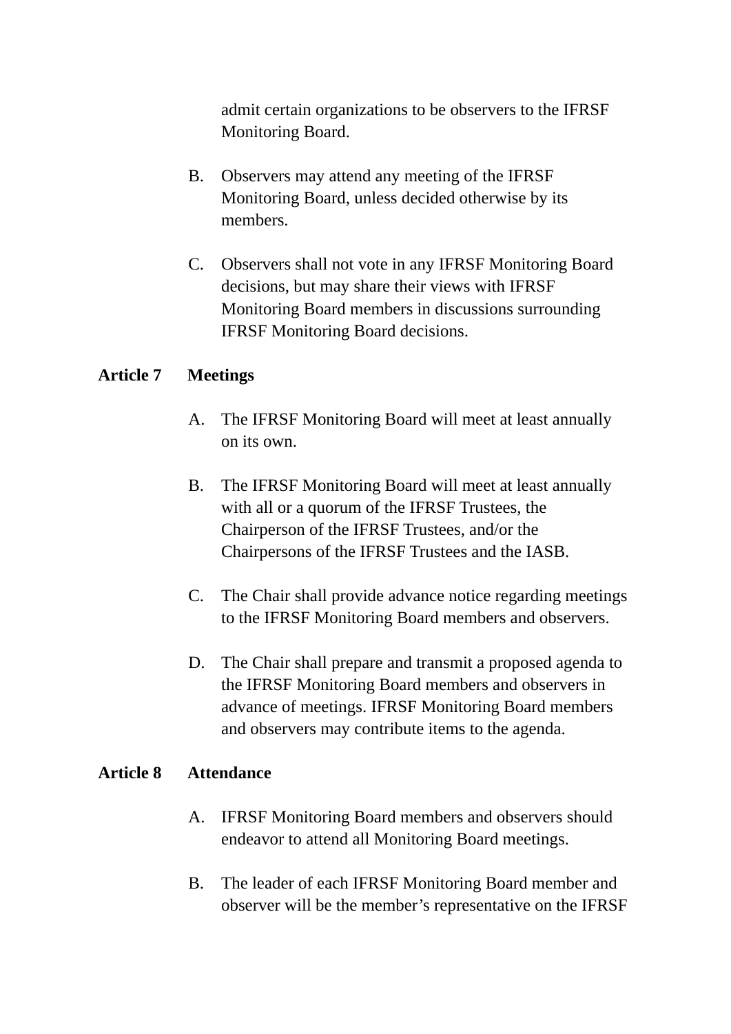admit certain organizations to be observers to the IFRSF Monitoring Board.

B. Observers may attend any meeting of the IFRSF Monitoring Board, unless decided otherwise by its members.

C. Observers shall not vote in any IFRSF Monitoring Board decisions, but may share their views with IFRSF Monitoring Board members in discussions surrounding IFRSF Monitoring Board decisions.

**Article 7 Meetings**

A. The IFRSF Monitoring Board will meet at least annually on its own.

B. The IFRSF Monitoring Board will meet at least annually with all or a quorum of the IFRSF Trustees, the Chairperson of the IFRSF Trustees, and/or the Chairpersons of the IFRSF Trustees and the IASB.

C. The Chair shall provide advance notice regarding meetings to the IFRSF Monitoring Board members and observers.

D. The Chair shall prepare and transmit a proposed agenda to the IFRSF Monitoring Board members and observers in advance of meetings. IFRSF Monitoring Board members and observers may contribute items to the agenda.

**Article 8 Attendance**

A. IFRSF Monitoring Board members and observers should endeavor to attend all Monitoring Board meetings.

B. The leader of each IFRSF Monitoring Board member and observer will be the member’s representative on the IFRSF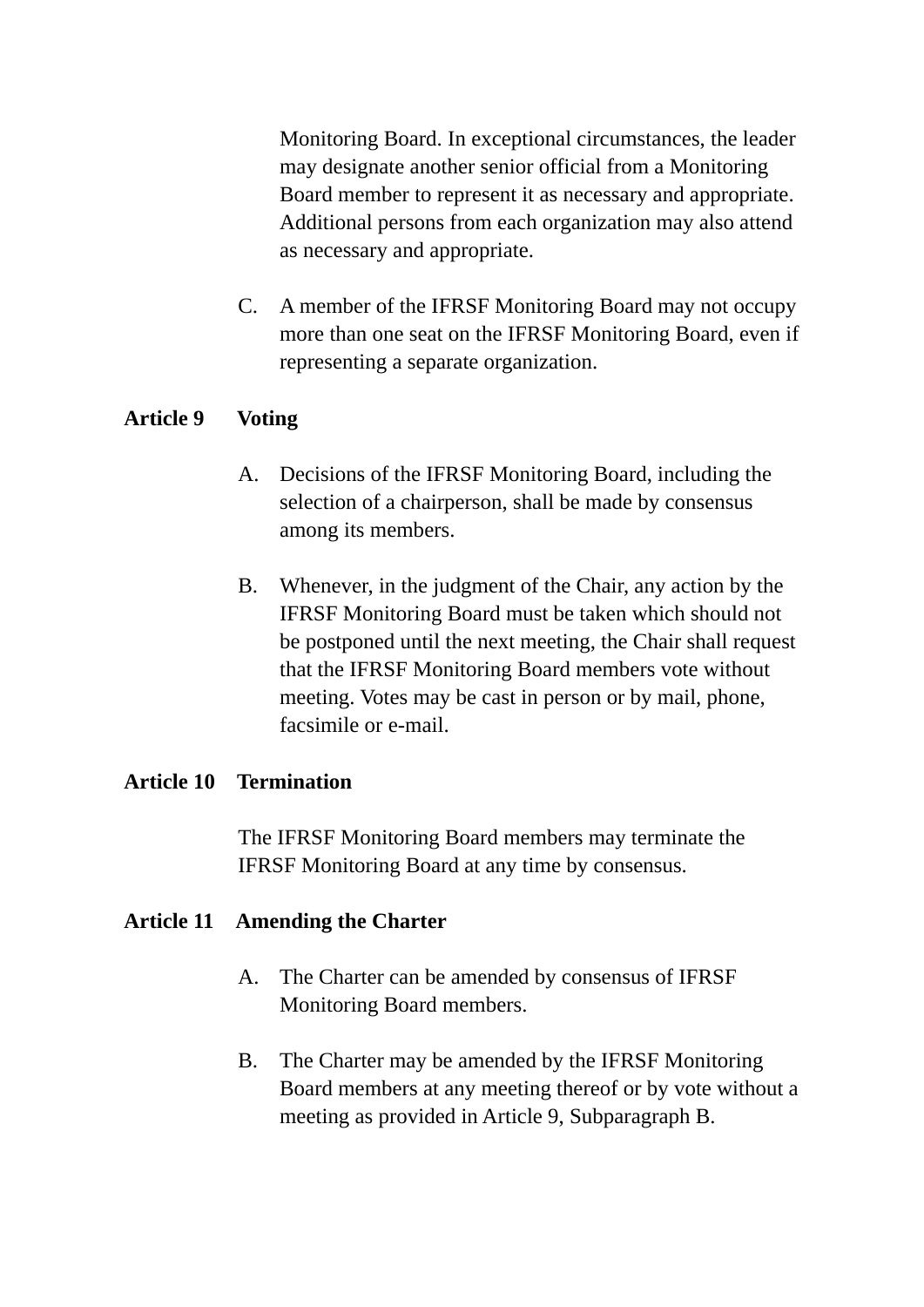Monitoring Board. In exceptional circumstances, the leader may designate another senior official from a Monitoring Board member to represent it as necessary and appropriate. Additional persons from each organization may also attend as necessary and appropriate.

C. A member of the IFRSF Monitoring Board may not occupy more than one seat on the IFRSF Monitoring Board, even if representing a separate organization.

**Article 9 Voting**

A. Decisions of the IFRSF Monitoring Board, including the selection of a chairperson, shall be made by consensus among its members.

B. Whenever, in the judgment of the Chair, any action by the IFRSF Monitoring Board must be taken which should not be postponed until the next meeting, the Chair shall request that the IFRSF Monitoring Board members vote without meeting. Votes may be cast in person or by mail, phone, facsimile or e-mail.

**Article 10 Termination**

The IFRSF Monitoring Board members may terminate the IFRSF Monitoring Board at any time by consensus.

**Article 11 Amending the Charter**

A. The Charter can be amended by consensus of IFRSF Monitoring Board members.

B. The Charter may be amended by the IFRSF Monitoring Board members at any meeting thereof or by vote without a meeting as provided in Article 9, Subparagraph B.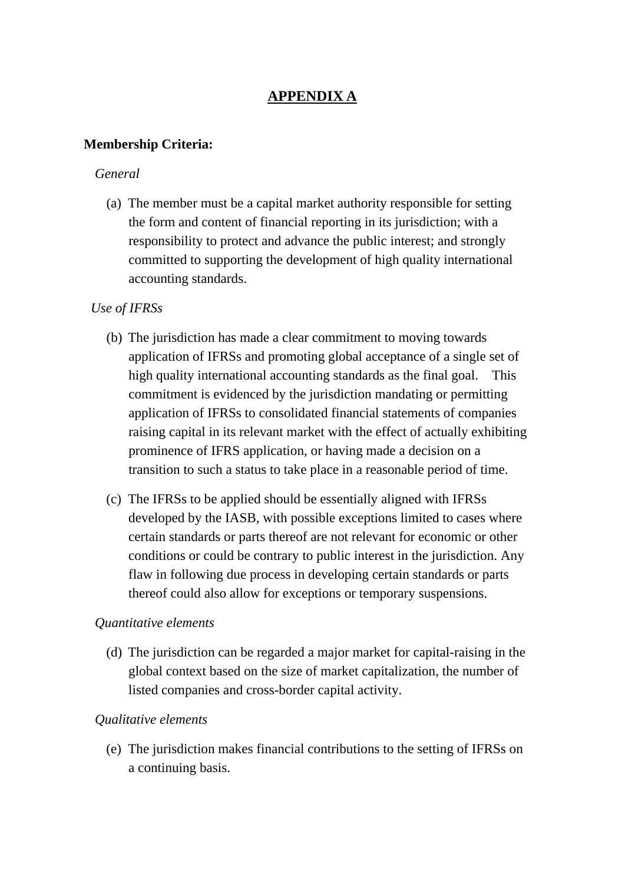# APPENDIX A

**Membership Criteria:**

*General*

(a) The member must be a capital market authority responsible for setting the form and content of financial reporting in its jurisdiction; with a responsibility to protect and advance the public interest; and strongly committed to supporting the development of high quality international accounting standards.

*Use of IFRSs*

(b) The jurisdiction has made a clear commitment to moving towards application of IFRSs and promoting global acceptance of a single set of high quality international accounting standards as the final goal. This commitment is evidenced by the jurisdiction mandating or permitting application of IFRSs to consolidated financial statements of companies raising capital in its relevant market with the effect of actually exhibiting prominence of IFRS application, or having made a decision on a transition to such a status to take place in a reasonable period of time.

(c) The IFRSs to be applied should be essentially aligned with IFRSs developed by the IASB, with possible exceptions limited to cases where certain standards or parts thereof are not relevant for economic or other conditions or could be contrary to public interest in the jurisdiction. Any flaw in following due process in developing certain standards or parts thereof could also allow for exceptions or temporary suspensions.

*Quantitative elements*

(d) The jurisdiction can be regarded a major market for capital-raising in the global context based on the size of market capitalization, the number of listed companies and cross-border capital activity.

*Qualitative elements*

(e) The jurisdiction makes financial contributions to the setting of IFRSs on a continuing basis.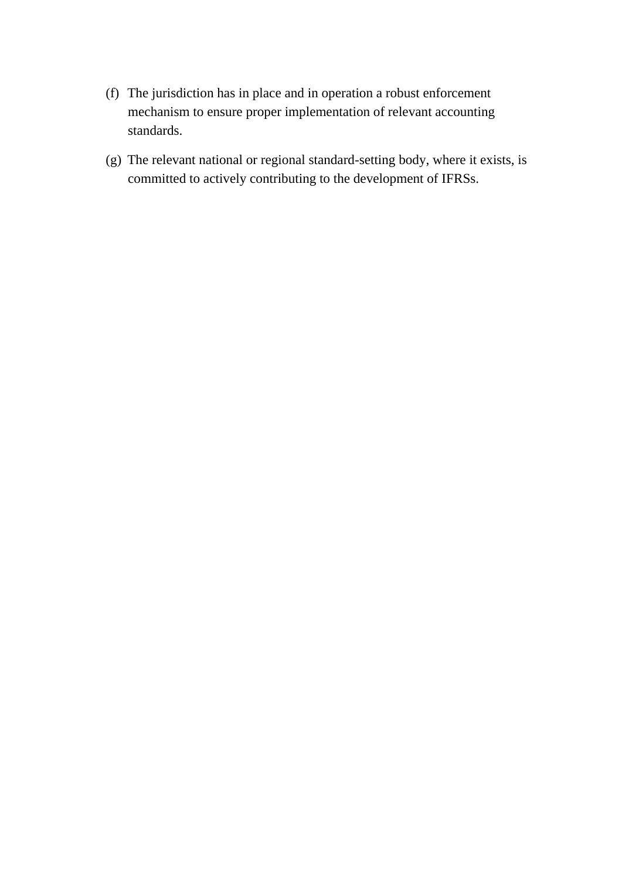(f) The jurisdiction has in place and in operation a robust enforcement mechanism to ensure proper implementation of relevant accounting standards.

(g) The relevant national or regional standard-setting body, where it exists, is committed to actively contributing to the development of IFRSs.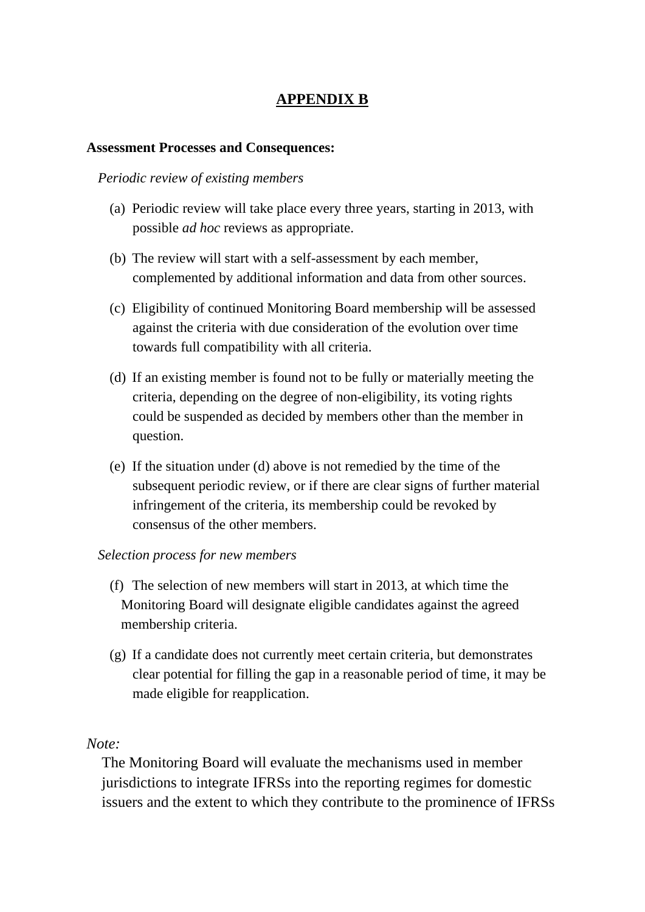# APPENDIX B

**Assessment Processes and Consequences:**

*Periodic review of existing members*

(a) Periodic review will take place every three years, starting in 2013, with possible *ad hoc* reviews as appropriate.

(b) The review will start with a self-assessment by each member, complemented by additional information and data from other sources.

(c) Eligibility of continued Monitoring Board membership will be assessed against the criteria with due consideration of the evolution over time towards full compatibility with all criteria.

(d) If an existing member is found not to be fully or materially meeting the criteria, depending on the degree of non-eligibility, its voting rights could be suspended as decided by members other than the member in question.

(e) If the situation under (d) above is not remedied by the time of the subsequent periodic review, or if there are clear signs of further material infringement of the criteria, its membership could be revoked by consensus of the other members.

*Selection process for new members*

(f) The selection of new members will start in 2013, at which time the Monitoring Board will designate eligible candidates against the agreed membership criteria.

(g) If a candidate does not currently meet certain criteria, but demonstrates clear potential for filling the gap in a reasonable period of time, it may be made eligible for reapplication.

*Note:*

The Monitoring Board will evaluate the mechanisms used in member jurisdictions to integrate IFRSs into the reporting regimes for domestic issuers and the extent to which they contribute to the prominence of IFRSs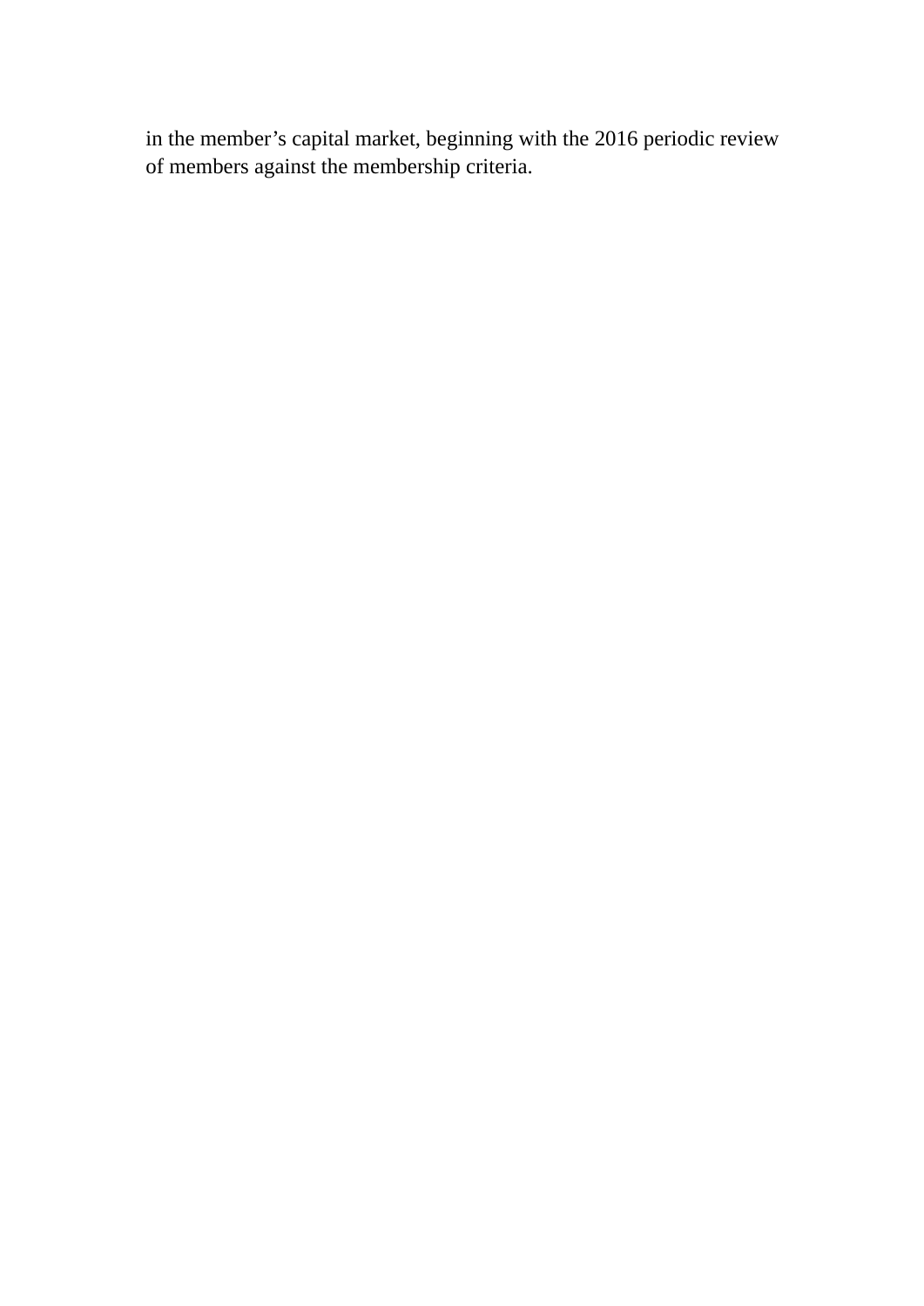in the member’s capital market, beginning with the 2016 periodic review of members against the membership criteria.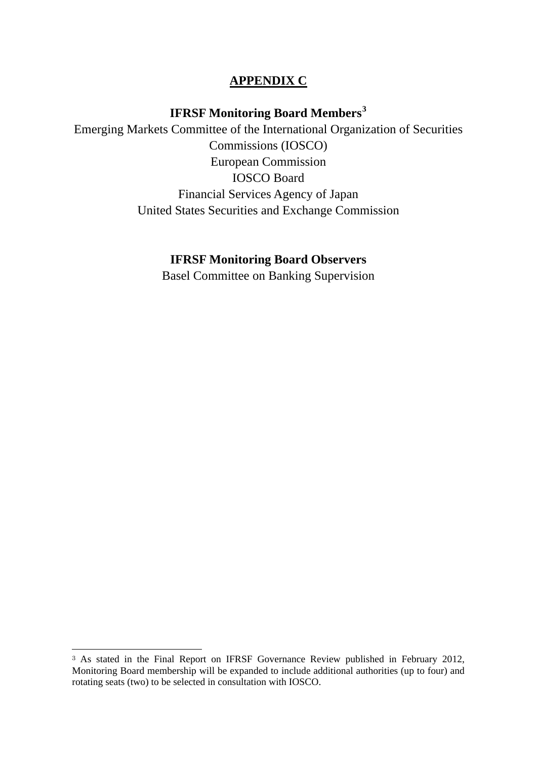# APPENDIX C

## IFRSF Monitoring Board Members[3]

Emerging Markets Committee of the International Organization of Securities Commissions (IOSCO)

European Commission

IOSCO Board

Financial Services Agency of Japan

United States Securities and Exchange Commission

## IFRSF Monitoring Board Observers

Basel Committee on Banking Supervision

---

[3] As stated in the Final Report on IFRSF Governance Review published in February 2012, Monitoring Board membership will be expanded to include additional authorities (up to four) and rotating seats (two) to be selected in consultation with IOSCO.